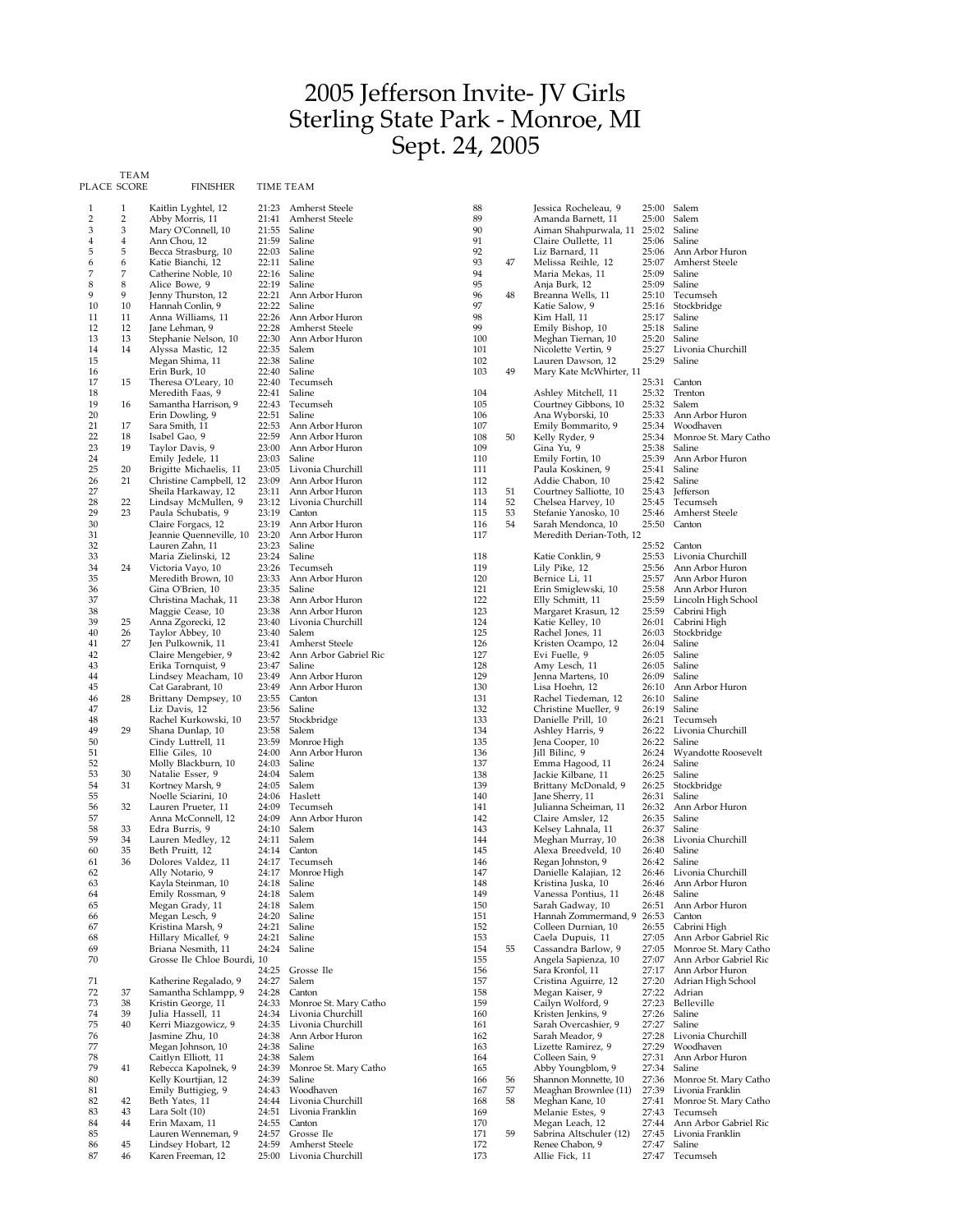# 2005 Jefferson Invite- JV Girls
# Sterling State Park - Monroe, MI
# Sept. 24, 2005

| PLACE | TEAM SCORE | FINISHER | TIME | TEAM |
|---|---|---|---|---|
| 1 | 1 | Kaitlin Lyghtel, 12 | 21:23 | Amherst Steele |
| 2 | 2 | Abby Morris, 11 | 21:41 | Amherst Steele |
| 3 | 3 | Mary O'Connell, 10 | 21:55 | Saline |
| 4 | 4 | Ann Chou, 12 | 21:59 | Saline |
| 5 | 5 | Becca Strasburg, 10 | 22:03 | Saline |
| 6 | 6 | Katie Bianchi, 12 | 22:11 | Saline |
| 7 | 7 | Catherine Noble, 10 | 22:16 | Saline |
| 8 | 8 | Alice Bowe, 9 | 22:19 | Saline |
| 9 | 9 | Jenny Thurston, 12 | 22:21 | Ann Arbor Huron |
| 10 | 10 | Hannah Conlin, 9 | 22:22 | Saline |
| 11 | 11 | Anna Williams, 11 | 22:26 | Ann Arbor Huron |
| 12 | 12 | Jane Lehman, 9 | 22:28 | Amherst Steele |
| 13 | 13 | Stephanie Nelson, 10 | 22:30 | Ann Arbor Huron |
| 14 | 14 | Alyssa Mastic, 12 | 22:35 | Salem |
| 15 | | Megan Shima, 11 | 22:38 | Saline |
| 16 | | Erin Burk, 10 | 22:40 | Saline |
| 17 | 15 | Theresa O'Leary, 10 | 22:40 | Tecumseh |
| 18 | | Meredith Faas, 9 | 22:41 | Saline |
| 19 | 16 | Samantha Harrison, 9 | 22:43 | Tecumseh |
| 20 | | Erin Dowling, 9 | 22:51 | Saline |
| 21 | 17 | Sara Smith, 11 | 22:53 | Ann Arbor Huron |
| 22 | 18 | Isabel Gao, 9 | 22:59 | Ann Arbor Huron |
| 23 | 19 | Taylor Davis, 9 | 23:00 | Ann Arbor Huron |
| 24 | | Emily Jedele, 11 | 23:03 | Saline |
| 25 | 20 | Brigitte Michaelis, 11 | 23:05 | Livonia Churchill |
| 26 | 21 | Christine Campbell, 12 | 23:09 | Ann Arbor Huron |
| 27 | | Sheila Harkaway, 12 | 23:11 | Ann Arbor Huron |
| 28 | 22 | Lindsay McMullen, 9 | 23:12 | Livonia Churchill |
| 29 | 23 | Paula Schubatis, 9 | 23:19 | Canton |
| 30 | | Claire Forgacs, 12 | 23:19 | Ann Arbor Huron |
| 31 | | Jeannie Quenneville, 10 | 23:20 | Ann Arbor Huron |
| 32 | | Lauren Zahn, 11 | 23:23 | Saline |
| 33 | | Maria Zielinski, 12 | 23:24 | Saline |
| 34 | 24 | Victoria Vayo, 10 | 23:26 | Tecumseh |
| 35 | | Meredith Brown, 10 | 23:33 | Ann Arbor Huron |
| 36 | | Gina O'Brien, 10 | 23:35 | Saline |
| 37 | | Christina Machak, 11 | 23:38 | Ann Arbor Huron |
| 38 | | Maggie Cease, 10 | 23:38 | Ann Arbor Huron |
| 39 | 25 | Anna Zgorecki, 12 | 23:40 | Livonia Churchill |
| 40 | 26 | Taylor Abbey, 10 | 23:40 | Salem |
| 41 | 27 | Jen Pulkownik, 11 | 23:41 | Amherst Steele |
| 42 | | Claire Mengebier, 9 | 23:42 | Ann Arbor Gabriel Ric |
| 43 | | Erika Tornquist, 9 | 23:47 | Saline |
| 44 | | Lindsey Meacham, 10 | 23:49 | Ann Arbor Huron |
| 45 | | Cat Garabrant, 10 | 23:49 | Ann Arbor Huron |
| 46 | 28 | Brittany Dempsey, 10 | 23:55 | Canton |
| 47 | | Liz Davis, 12 | 23:56 | Saline |
| 48 | | Rachel Kurkowski, 10 | 23:57 | Stockbridge |
| 49 | 29 | Shana Dunlap, 10 | 23:58 | Salem |
| 50 | | Cindy Luttrell, 11 | 23:59 | Monroe High |
| 51 | | Ellie Giles, 10 | 24:00 | Ann Arbor Huron |
| 52 | | Molly Blackburn, 10 | 24:03 | Saline |
| 53 | 30 | Natalie Esser, 9 | 24:04 | Salem |
| 54 | 31 | Kortney Marsh, 9 | 24:05 | Salem |
| 55 | | Noelle Sciarini, 10 | 24:06 | Haslett |
| 56 | 32 | Lauren Prueter, 11 | 24:09 | Tecumseh |
| 57 | | Anna McConnell, 12 | 24:09 | Ann Arbor Huron |
| 58 | 33 | Edra Burris, 9 | 24:10 | Salem |
| 59 | 34 | Lauren Medley, 12 | 24:11 | Salem |
| 60 | 35 | Beth Pruitt, 12 | 24:14 | Canton |
| 61 | 36 | Dolores Valdez, 11 | 24:17 | Tecumseh |
| 62 | | Ally Notario, 9 | 24:17 | Monroe High |
| 63 | | Kayla Steinman, 10 | 24:18 | Saline |
| 64 | | Emily Rossman, 9 | 24:18 | Salem |
| 65 | | Megan Grady, 11 | 24:18 | Salem |
| 66 | | Megan Lesch, 9 | 24:20 | Saline |
| 67 | | Kristina Marsh, 9 | 24:21 | Saline |
| 68 | | Hillary Micallef, 9 | 24:21 | Saline |
| 69 | | Briana Nesmith, 11 | 24:24 | Saline |
| 70 | | Grosse Ile Chloe Bourdi, 10 | 24:25 | Grosse Ile |
| 71 | | Katherine Regalado, 9 | 24:27 | Salem |
| 72 | 37 | Samantha Schlampp, 9 | 24:28 | Canton |
| 73 | 38 | Kristin George, 11 | 24:33 | Monroe St. Mary Catho |
| 74 | 39 | Julia Hassell, 11 | 24:34 | Livonia Churchill |
| 75 | 40 | Kerri Miazgowicz, 9 | 24:35 | Livonia Churchill |
| 76 | | Jasmine Zhu, 10 | 24:38 | Ann Arbor Huron |
| 77 | | Megan Johnson, 10 | 24:38 | Saline |
| 78 | | Caitlyn Elliott, 11 | 24:38 | Saline |
| 79 | 41 | Rebecca Kapolnek, 9 | 24:39 | Monroe St. Mary Catho |
| 80 | | Kelly Kourtjian, 12 | 24:39 | Saline |
| 81 | | Emily Buttigieg, 9 | 24:43 | Woodhaven |
| 82 | 42 | Beth Yates, 11 | 24:44 | Livonia Churchill |
| 83 | 43 | Lara Solt (10) | 24:51 | Livonia Franklin |
| 84 | 44 | Erin Maxam, 11 | 24:55 | Canton |
| 85 | | Lauren Wenneman, 9 | 24:57 | Grosse Ile |
| 86 | 45 | Lindsey Hobart, 12 | 24:59 | Amherst Steele |
| 87 | 46 | Karen Freeman, 12 | 25:00 | Livonia Churchill |
| 88 | | Jessica Rocheleau, 9 | 25:00 | Salem |
| 89 | | Amanda Barnett, 11 | 25:00 | Salem |
| 90 | | Aiman Shahpurwala, 11 | 25:02 | Saline |
| 91 | | Claire Oullette, 11 | 25:06 | Saline |
| 92 | | Liz Barnard, 11 | 25:06 | Ann Arbor Huron |
| 93 | 47 | Melissa Reihle, 12 | 25:07 | Amherst Steele |
| 94 | | Maria Mekas, 11 | 25:09 | Saline |
| 95 | | Anja Burk, 12 | 25:09 | Saline |
| 96 | 48 | Breanna Wells, 11 | 25:10 | Tecumseh |
| 97 | | Katie Salow, 9 | 25:16 | Stockbridge |
| 98 | | Kim Hall, 11 | 25:17 | Saline |
| 99 | | Emily Bishop, 10 | 25:18 | Saline |
| 100 | | Meghan Tiernan, 10 | 25:20 | Saline |
| 101 | | Nicolette Vertin, 9 | 25:27 | Livonia Churchill |
| 102 | | Lauren Dawson, 12 | 25:29 | Saline |
| 103 | 49 | Mary Kate McWhirter, 11 | 25:31 | Canton |
| 104 | | Ashley Mitchell, 11 | 25:32 | Trenton |
| 105 | | Courtney Gibbons, 10 | 25:32 | Salem |
| 106 | | Ana Wyborski, 10 | 25:33 | Ann Arbor Huron |
| 107 | | Emily Bommarito, 9 | 25:34 | Woodhaven |
| 108 | 50 | Kelly Ryder, 9 | 25:34 | Monroe St. Mary Catho |
| 109 | | Gina Yu, 9 | 25:38 | Saline |
| 110 | | Emily Fortin, 10 | 25:39 | Ann Arbor Huron |
| 111 | | Paula Koskinen, 9 | 25:41 | Saline |
| 112 | | Addie Chabon, 10 | 25:42 | Saline |
| 113 | 51 | Courtney Salliotte, 10 | 25:43 | Jefferson |
| 114 | 52 | Chelsea Harvey, 10 | 25:45 | Tecumseh |
| 115 | 53 | Stefanie Yanosko, 10 | 25:46 | Amherst Steele |
| 116 | 54 | Sarah Mendonca, 10 | 25:50 | Canton |
| 117 | | Meredith Derian-Toth, 12 | 25:52 | Canton |
| 118 | | Katie Conklin, 9 | 25:53 | Livonia Churchill |
| 119 | | Lily Pike, 12 | 25:56 | Ann Arbor Huron |
| 120 | | Bernice Li, 11 | 25:57 | Ann Arbor Huron |
| 121 | | Erin Smiglewski, 10 | 25:58 | Ann Arbor Huron |
| 122 | | Elly Schmitt, 11 | 25:59 | Lincoln High School |
| 123 | | Margaret Krasun, 12 | 25:59 | Cabrini High |
| 124 | | Katie Kelley, 10 | 26:01 | Cabrini High |
| 125 | | Rachel Jones, 11 | 26:03 | Stockbridge |
| 126 | | Kristen Ocampo, 12 | 26:04 | Saline |
| 127 | | Evi Fuelle, 9 | 26:05 | Saline |
| 128 | | Amy Lesch, 11 | 26:05 | Saline |
| 129 | | Jenna Martens, 10 | 26:09 | Saline |
| 130 | | Lisa Hoehn, 12 | 26:10 | Ann Arbor Huron |
| 131 | | Rachel Tiedeman, 12 | 26:10 | Saline |
| 132 | | Christine Mueller, 9 | 26:19 | Saline |
| 133 | | Danielle Prill, 10 | 26:21 | Tecumseh |
| 134 | | Ashley Harris, 9 | 26:22 | Livonia Churchill |
| 135 | | Jena Cooper, 10 | 26:22 | Saline |
| 136 | | Jill Bilinc, 9 | 26:24 | Wyandotte Roosevelt |
| 137 | | Emma Hagood, 11 | 26:24 | Saline |
| 138 | | Jackie Kilbane, 11 | 26:25 | Saline |
| 139 | | Brittany McDonald, 9 | 26:25 | Stockbridge |
| 140 | | Jane Sherry, 11 | 26:31 | Saline |
| 141 | | Julianna Scheiman, 11 | 26:32 | Ann Arbor Huron |
| 142 | | Claire Amsler, 12 | 26:35 | Saline |
| 143 | | Kelsey Lahnala, 11 | 26:37 | Saline |
| 144 | | Meghan Murray, 10 | 26:38 | Livonia Churchill |
| 145 | | Alexa Breedveld, 10 | 26:40 | Saline |
| 146 | | Regan Johnston, 9 | 26:42 | Saline |
| 147 | | Danielle Kalajian, 12 | 26:46 | Livonia Churchill |
| 148 | | Kristina Juska, 10 | 26:46 | Ann Arbor Huron |
| 149 | | Vanessa Pontius, 11 | 26:48 | Saline |
| 150 | | Sarah Gadway, 10 | 26:51 | Ann Arbor Huron |
| 151 | | Hannah Zommermand, 9 | 26:53 | Canton |
| 152 | | Colleen Durnian, 10 | 26:55 | Cabrini High |
| 153 | | Caela Dupuis, 11 | 27:05 | Ann Arbor Gabriel Ric |
| 154 | 55 | Cassandra Barlow, 9 | 27:05 | Monroe St. Mary Catho |
| 155 | | Angela Sapienza, 10 | 27:07 | Ann Arbor Gabriel Ric |
| 156 | | Sara Kronfol, 11 | 27:17 | Ann Arbor Huron |
| 157 | | Cristina Aguirre, 12 | 27:20 | Adrian High School |
| 158 | | Megan Kaiser, 9 | 27:22 | Adrian |
| 159 | | Cailyn Wolford, 9 | 27:23 | Belleville |
| 160 | | Kristen Jenkins, 9 | 27:26 | Saline |
| 161 | | Sarah Overcashier, 9 | 27:27 | Saline |
| 162 | | Sarah Meador, 9 | 27:28 | Livonia Churchill |
| 163 | | Lizette Ramirez, 9 | 27:29 | Woodhaven |
| 164 | | Colleen Sain, 9 | 27:31 | Ann Arbor Huron |
| 165 | | Abby Youngblom, 9 | 27:34 | Saline |
| 166 | 56 | Shannon Monnette, 10 | 27:36 | Monroe St. Mary Catho |
| 167 | 57 | Meaghan Brownlee (11) | 27:39 | Livonia Franklin |
| 168 | 58 | Meghan Kane, 10 | 27:41 | Monroe St. Mary Catho |
| 169 | | Melanie Estes, 9 | 27:43 | Tecumseh |
| 170 | | Megan Leach, 12 | 27:44 | Ann Arbor Gabriel Ric |
| 171 | 59 | Sabrina Altschuler (12) | 27:45 | Livonia Franklin |
| 172 | | Renee Chabon, 9 | 27:47 | Saline |
| 173 | | Allie Fick, 11 | 27:47 | Tecumseh |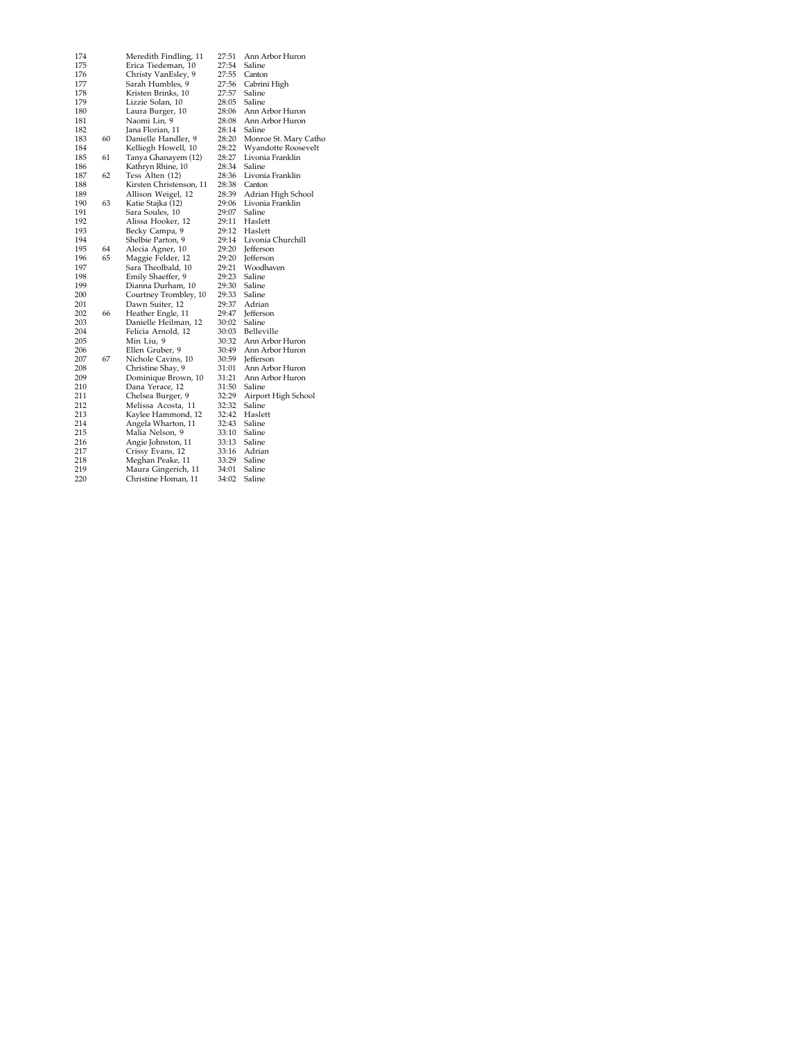| | | | | |
|---|---|---|---|---|
| 174 | | Meredith Findling, 11 | 27:51 | Ann Arbor Huron |
| 175 | | Erica Tiedeman, 10 | 27:54 | Saline |
| 176 | | Christy VanEsley, 9 | 27:55 | Canton |
| 177 | | Sarah Humbles, 9 | 27:56 | Cabrini High |
| 178 | | Kristen Brinks, 10 | 27:57 | Saline |
| 179 | | Lizzie Solan, 10 | 28:05 | Saline |
| 180 | | Laura Burger, 10 | 28:06 | Ann Arbor Huron |
| 181 | | Naomi Lin, 9 | 28:08 | Ann Arbor Huron |
| 182 | | Jana Florian, 11 | 28:14 | Saline |
| 183 | 60 | Danielle Handler, 9 | 28:20 | Monroe St. Mary Catho |
| 184 | | Kelliegh Howell, 10 | 28:22 | Wyandotte Roosevelt |
| 185 | 61 | Tanya Ghanayem (12) | 28:27 | Livonia Franklin |
| 186 | | Kathryn Rhine, 10 | 28:34 | Saline |
| 187 | 62 | Tess Alten (12) | 28:36 | Livonia Franklin |
| 188 | | Kirsten Christenson, 11 | 28:38 | Canton |
| 189 | | Allison Weigel, 12 | 28:39 | Adrian High School |
| 190 | 63 | Katie Stajka (12) | 29:06 | Livonia Franklin |
| 191 | | Sara Soules, 10 | 29:07 | Saline |
| 192 | | Alissa Hooker, 12 | 29:11 | Haslett |
| 193 | | Becky Campa, 9 | 29:12 | Haslett |
| 194 | | Shelbie Parton, 9 | 29:14 | Livonia Churchill |
| 195 | 64 | Alecia Agner, 10 | 29:20 | Jefferson |
| 196 | 65 | Maggie Felder, 12 | 29:20 | Jefferson |
| 197 | | Sara Theolbald, 10 | 29:21 | Woodhaven |
| 198 | | Emily Shaeffer, 9 | 29:23 | Saline |
| 199 | | Dianna Durham, 10 | 29:30 | Saline |
| 200 | | Courtney Trombley, 10 | 29:33 | Saline |
| 201 | | Dawn Suiter, 12 | 29:37 | Adrian |
| 202 | 66 | Heather Engle, 11 | 29:47 | Jefferson |
| 203 | | Danielle Heilman, 12 | 30:02 | Saline |
| 204 | | Felicia Arnold, 12 | 30:03 | Belleville |
| 205 | | Min Liu, 9 | 30:32 | Ann Arbor Huron |
| 206 | | Ellen Gruber, 9 | 30:49 | Ann Arbor Huron |
| 207 | 67 | Nichole Cavins, 10 | 30:59 | Jefferson |
| 208 | | Christine Shay, 9 | 31:01 | Ann Arbor Huron |
| 209 | | Dominique Brown, 10 | 31:21 | Ann Arbor Huron |
| 210 | | Dana Yerace, 12 | 31:50 | Saline |
| 211 | | Chelsea Burger, 9 | 32:29 | Airport High School |
| 212 | | Melissa Acosta, 11 | 32:32 | Saline |
| 213 | | Kaylee Hammond, 12 | 32:42 | Haslett |
| 214 | | Angela Wharton, 11 | 32:43 | Saline |
| 215 | | Malia Nelson, 9 | 33:10 | Saline |
| 216 | | Angie Johnston, 11 | 33:13 | Saline |
| 217 | | Crissy Evans, 12 | 33:16 | Adrian |
| 218 | | Meghan Peake, 11 | 33:29 | Saline |
| 219 | | Maura Gingerich, 11 | 34:01 | Saline |
| 220 | | Christine Homan, 11 | 34:02 | Saline |